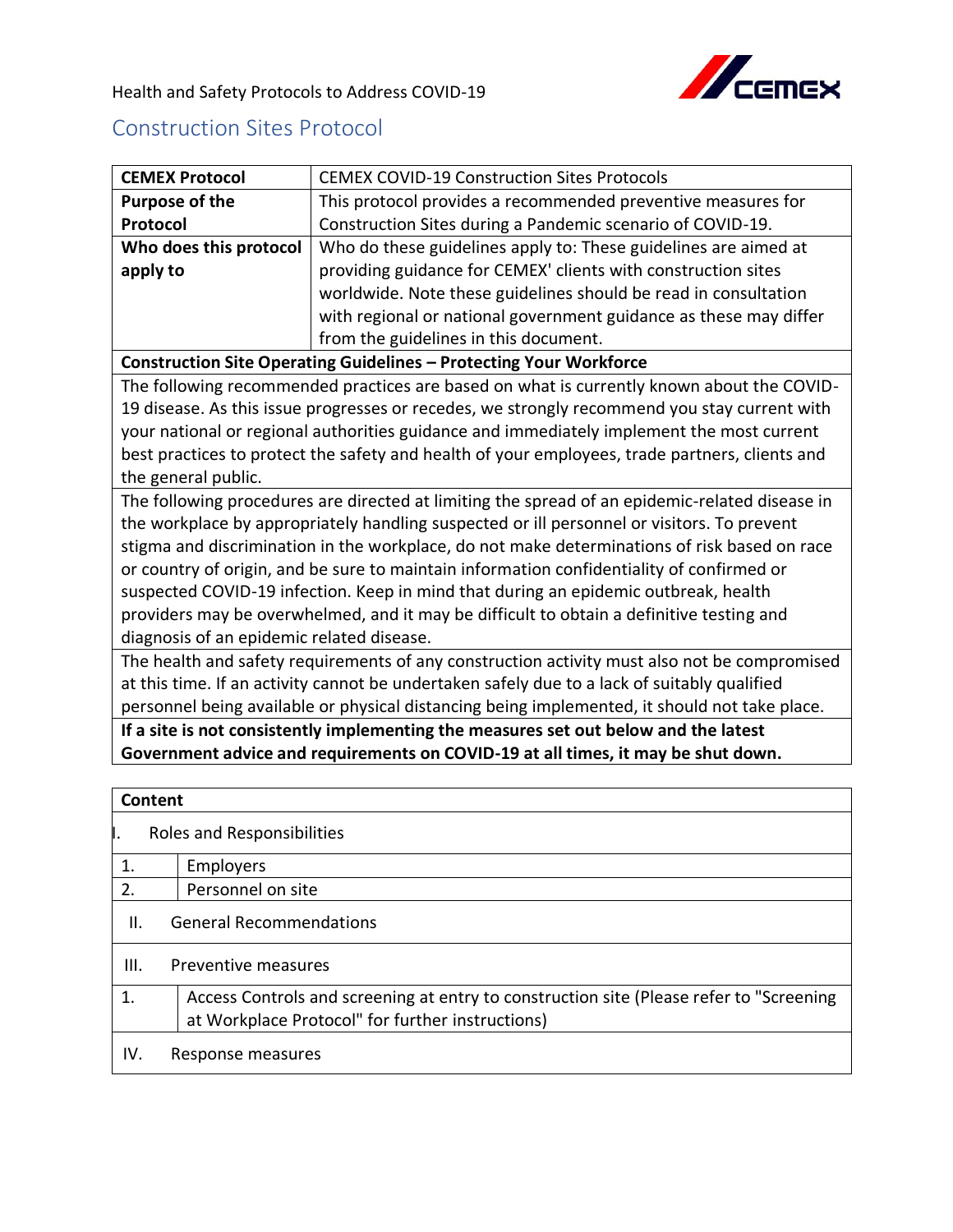Health and Safety Protocols to Address COVID-19

# Construction Sites Protocol

| | |
|---|---|
| **CEMEX Protocol** | CEMEX COVID-19 Construction Sites Protocols |
| **Purpose of the Protocol** | This protocol provides a recommended preventive measures for Construction Sites during a Pandemic scenario of COVID-19. |
| **Who does this protocol apply to** | Who do these guidelines apply to: These guidelines are aimed at providing guidance for CEMEX' clients with construction sites worldwide. Note these guidelines should be read in consultation with regional or national government guidance as these may differ from the guidelines in this document. |
| **Construction Site Operating Guidelines – Protecting Your Workforce** | |
| The following recommended practices are based on what is currently known about the COVID-19 disease. As this issue progresses or recedes, we strongly recommend you stay current with your national or regional authorities guidance and immediately implement the most current best practices to protect the safety and health of your employees, trade partners, clients and the general public. | |
| The following procedures are directed at limiting the spread of an epidemic-related disease in the workplace by appropriately handling suspected or ill personnel or visitors. To prevent stigma and discrimination in the workplace, do not make determinations of risk based on race or country of origin, and be sure to maintain information confidentiality of confirmed or suspected COVID-19 infection. Keep in mind that during an epidemic outbreak, health providers may be overwhelmed, and it may be difficult to obtain a definitive testing and diagnosis of an epidemic related disease. | |
| The health and safety requirements of any construction activity must also not be compromised at this time. If an activity cannot be undertaken safely due to a lack of suitably qualified personnel being available or physical distancing being implemented, it should not take place. | |
| **If a site is not consistently implementing the measures set out below and the latest Government advice and requirements on COVID-19 at all times, it may be shut down.** | |

| **Content** | |
|---|---|
| I. | Roles and Responsibilities |
| 1. | Employers |
| 2. | Personnel on site |
| II. | General Recommendations |
| III. | Preventive measures |
| 1. | Access Controls and screening at entry to construction site (Please refer to "Screening at Workplace Protocol" for further instructions) |
| IV. | Response measures |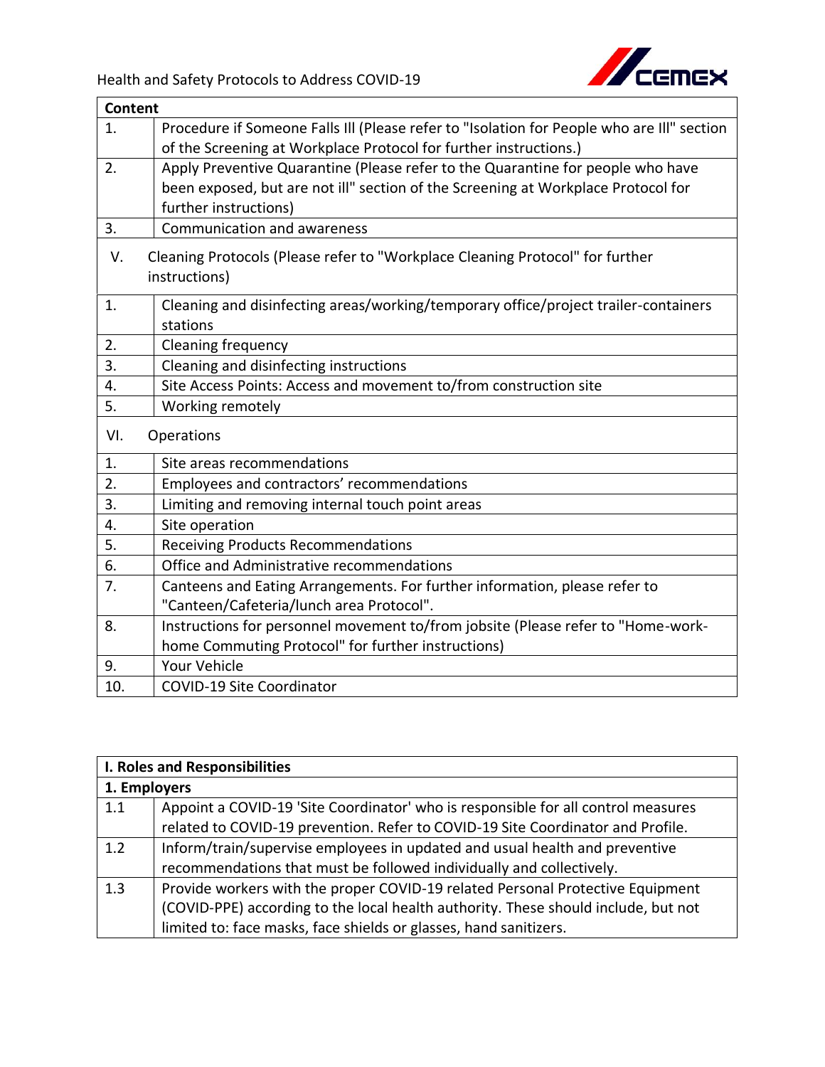| Content | |
|---|---|
| 1. | Procedure if Someone Falls Ill (Please refer to "Isolation for People who are Ill" section of the Screening at Workplace Protocol for further instructions.) |
| 2. | Apply Preventive Quarantine (Please refer to the Quarantine for people who have been exposed, but are not ill" section of the Screening at Workplace Protocol for further instructions) |
| 3. | Communication and awareness |
| V. | Cleaning Protocols (Please refer to "Workplace Cleaning Protocol" for further instructions) |
| 1. | Cleaning and disinfecting areas/working/temporary office/project trailer-containers stations |
| 2. | Cleaning frequency |
| 3. | Cleaning and disinfecting instructions |
| 4. | Site Access Points: Access and movement to/from construction site |
| 5. | Working remotely |
| VI. | Operations |
| 1. | Site areas recommendations |
| 2. | Employees and contractors' recommendations |
| 3. | Limiting and removing internal touch point areas |
| 4. | Site operation |
| 5. | Receiving Products Recommendations |
| 6. | Office and Administrative recommendations |
| 7. | Canteens and Eating Arrangements. For further information, please refer to "Canteen/Cafeteria/lunch area Protocol". |
| 8. | Instructions for personnel movement to/from jobsite (Please refer to "Home-work-home Commuting Protocol" for further instructions) |
| 9. | Your Vehicle |
| 10. | COVID-19 Site Coordinator |

| I. Roles and Responsibilities | |
|---|---|
| **1. Employers** | |
| 1.1 | Appoint a COVID-19 'Site Coordinator' who is responsible for all control measures related to COVID-19 prevention. Refer to COVID-19 Site Coordinator and Profile. |
| 1.2 | Inform/train/supervise employees in updated and usual health and preventive recommendations that must be followed individually and collectively. |
| 1.3 | Provide workers with the proper COVID-19 related Personal Protective Equipment (COVID-PPE) according to the local health authority. These should include, but not limited to: face masks, face shields or glasses, hand sanitizers. |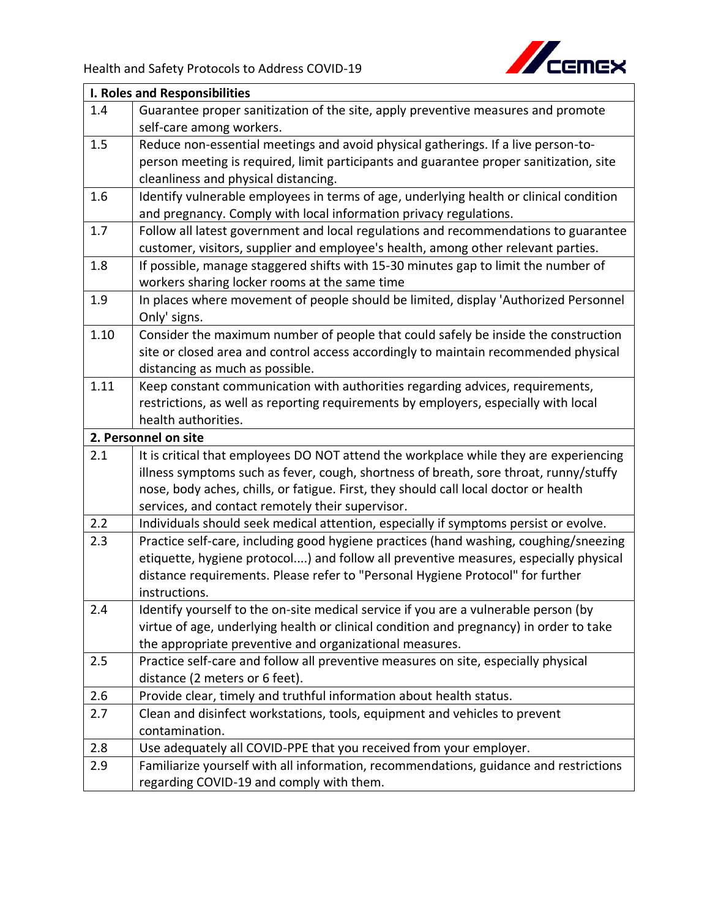| I. Roles and Responsibilities | |
|---|---|
| 1.4 | Guarantee proper sanitization of the site, apply preventive measures and promote self-care among workers. |
| 1.5 | Reduce non-essential meetings and avoid physical gatherings. If a live person-to-person meeting is required, limit participants and guarantee proper sanitization, site cleanliness and physical distancing. |
| 1.6 | Identify vulnerable employees in terms of age, underlying health or clinical condition and pregnancy. Comply with local information privacy regulations. |
| 1.7 | Follow all latest government and local regulations and recommendations to guarantee customer, visitors, supplier and employee's health, among other relevant parties. |
| 1.8 | If possible, manage staggered shifts with 15-30 minutes gap to limit the number of workers sharing locker rooms at the same time |
| 1.9 | In places where movement of people should be limited, display 'Authorized Personnel Only' signs. |
| 1.10 | Consider the maximum number of people that could safely be inside the construction site or closed area and control access accordingly to maintain recommended physical distancing as much as possible. |
| 1.11 | Keep constant communication with authorities regarding advices, requirements, restrictions, as well as reporting requirements by employers, especially with local health authorities. |
| **2. Personnel on site** | |
| 2.1 | It is critical that employees DO NOT attend the workplace while they are experiencing illness symptoms such as fever, cough, shortness of breath, sore throat, runny/stuffy nose, body aches, chills, or fatigue. First, they should call local doctor or health services, and contact remotely their supervisor. |
| 2.2 | Individuals should seek medical attention, especially if symptoms persist or evolve. |
| 2.3 | Practice self-care, including good hygiene practices (hand washing, coughing/sneezing etiquette, hygiene protocol....) and follow all preventive measures, especially physical distance requirements. Please refer to "Personal Hygiene Protocol" for further instructions. |
| 2.4 | Identify yourself to the on-site medical service if you are a vulnerable person (by virtue of age, underlying health or clinical condition and pregnancy) in order to take the appropriate preventive and organizational measures. |
| 2.5 | Practice self-care and follow all preventive measures on site, especially physical distance (2 meters or 6 feet). |
| 2.6 | Provide clear, timely and truthful information about health status. |
| 2.7 | Clean and disinfect workstations, tools, equipment and vehicles to prevent contamination. |
| 2.8 | Use adequately all COVID-PPE that you received from your employer. |
| 2.9 | Familiarize yourself with all information, recommendations, guidance and restrictions regarding COVID-19 and comply with them. |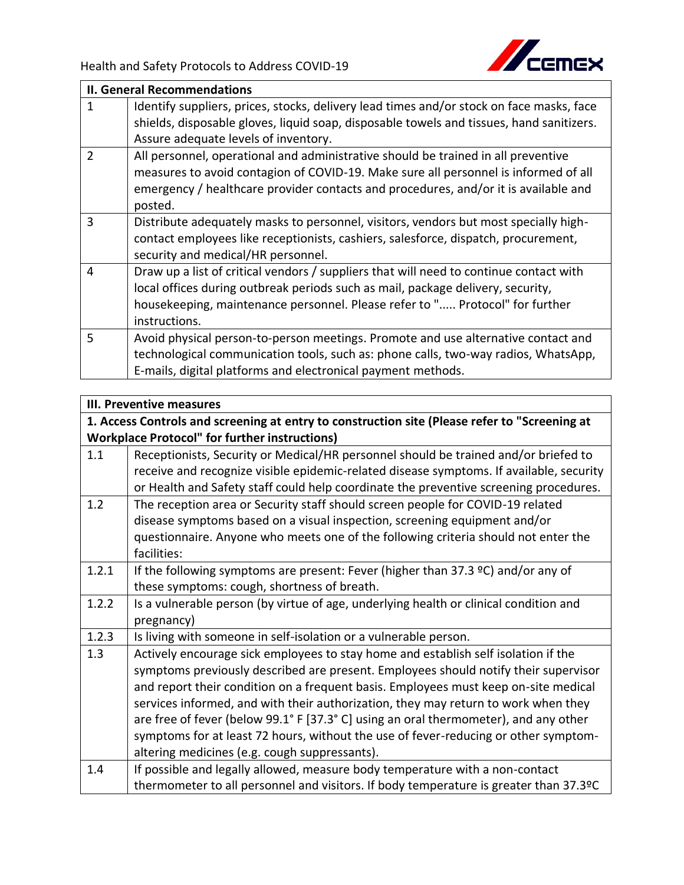| II. General Recommendations | |
|---|---|
| 1 | Identify suppliers, prices, stocks, delivery lead times and/or stock on face masks, face shields, disposable gloves, liquid soap, disposable towels and tissues, hand sanitizers. Assure adequate levels of inventory. |
| 2 | All personnel, operational and administrative should be trained in all preventive measures to avoid contagion of COVID-19. Make sure all personnel is informed of all emergency / healthcare provider contacts and procedures, and/or it is available and posted. |
| 3 | Distribute adequately masks to personnel, visitors, vendors but most specially high-contact employees like receptionists, cashiers, salesforce, dispatch, procurement, security and medical/HR personnel. |
| 4 | Draw up a list of critical vendors / suppliers that will need to continue contact with local offices during outbreak periods such as mail, package delivery, security, housekeeping, maintenance personnel. Please refer to "..... Protocol" for further instructions. |
| 5 | Avoid physical person-to-person meetings. Promote and use alternative contact and technological communication tools, such as: phone calls, two-way radios, WhatsApp, E-mails, digital platforms and electronical payment methods. |

| III. Preventive measures | |
|---|---|
| **1. Access Controls and screening at entry to construction site (Please refer to "Screening at Workplace Protocol" for further instructions)** | |
| 1.1 | Receptionists, Security or Medical/HR personnel should be trained and/or briefed to receive and recognize visible epidemic-related disease symptoms. If available, security or Health and Safety staff could help coordinate the preventive screening procedures. |
| 1.2 | The reception area or Security staff should screen people for COVID-19 related disease symptoms based on a visual inspection, screening equipment and/or questionnaire. Anyone who meets one of the following criteria should not enter the facilities: |
| 1.2.1 | If the following symptoms are present: Fever (higher than 37.3 ºC) and/or any of these symptoms: cough, shortness of breath. |
| 1.2.2 | Is a vulnerable person (by virtue of age, underlying health or clinical condition and pregnancy) |
| 1.2.3 | Is living with someone in self-isolation or a vulnerable person. |
| 1.3 | Actively encourage sick employees to stay home and establish self isolation if the symptoms previously described are present. Employees should notify their supervisor and report their condition on a frequent basis. Employees must keep on-site medical services informed, and with their authorization, they may return to work when they are free of fever (below 99.1° F [37.3° C] using an oral thermometer), and any other symptoms for at least 72 hours, without the use of fever-reducing or other symptom-altering medicines (e.g. cough suppressants). |
| 1.4 | If possible and legally allowed, measure body temperature with a non-contact thermometer to all personnel and visitors. If body temperature is greater than 37.3ºC |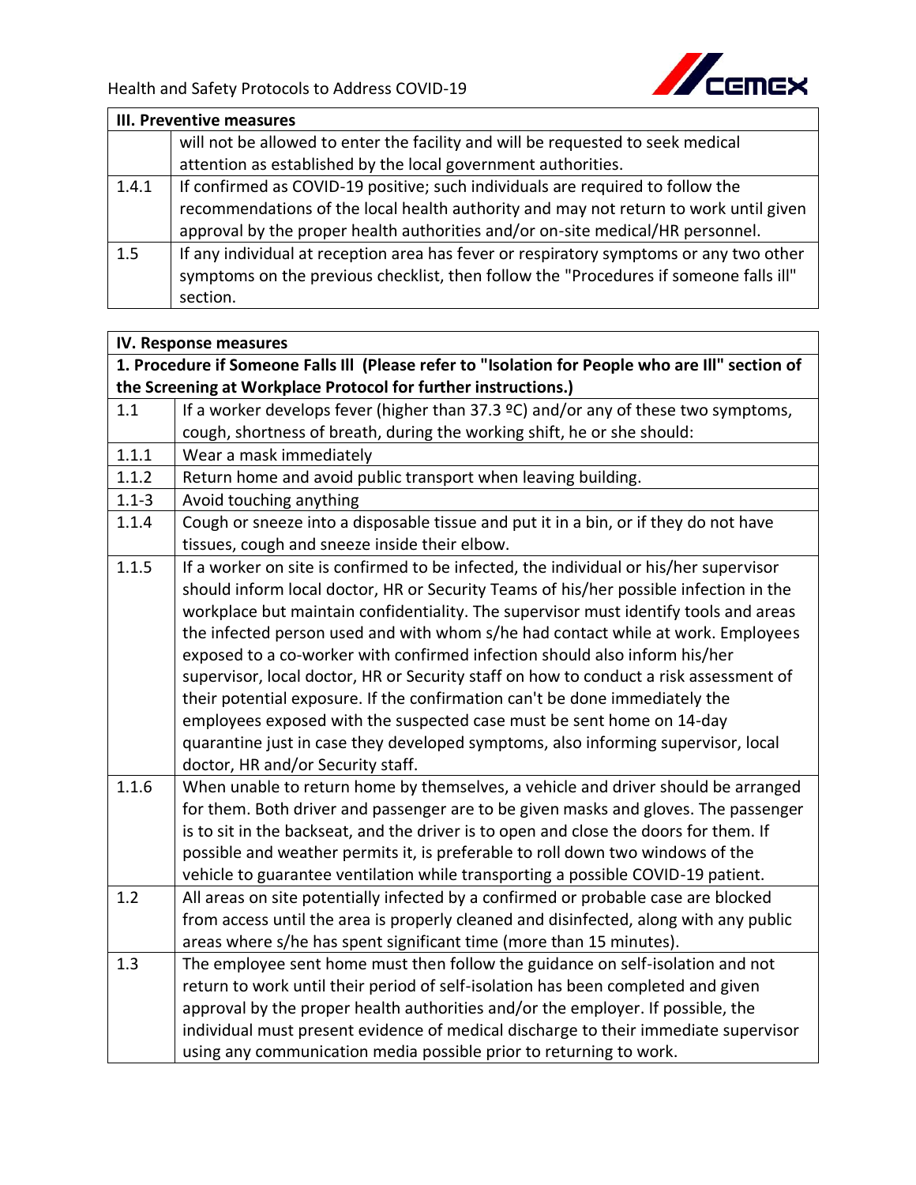| III. Preventive measures | |
|---|---|
| | will not be allowed to enter the facility and will be requested to seek medical attention as established by the local government authorities. |
| 1.4.1 | If confirmed as COVID-19 positive; such individuals are required to follow the recommendations of the local health authority and may not return to work until given approval by the proper health authorities and/or on-site medical/HR personnel. |
| 1.5 | If any individual at reception area has fever or respiratory symptoms or any two other symptoms on the previous checklist, then follow the "Procedures if someone falls ill" section. |

| IV. Response measures | |
|---|---|
| **1. Procedure if Someone Falls Ill (Please refer to "Isolation for People who are Ill" section of the Screening at Workplace Protocol for further instructions.)** | |
| 1.1 | If a worker develops fever (higher than 37.3 ºC) and/or any of these two symptoms, cough, shortness of breath, during the working shift, he or she should: |
| 1.1.1 | Wear a mask immediately |
| 1.1.2 | Return home and avoid public transport when leaving building. |
| 1.1-3 | Avoid touching anything |
| 1.1.4 | Cough or sneeze into a disposable tissue and put it in a bin, or if they do not have tissues, cough and sneeze inside their elbow. |
| 1.1.5 | If a worker on site is confirmed to be infected, the individual or his/her supervisor should inform local doctor, HR or Security Teams of his/her possible infection in the workplace but maintain confidentiality. The supervisor must identify tools and areas the infected person used and with whom s/he had contact while at work. Employees exposed to a co-worker with confirmed infection should also inform his/her supervisor, local doctor, HR or Security staff on how to conduct a risk assessment of their potential exposure. If the confirmation can't be done immediately the employees exposed with the suspected case must be sent home on 14-day quarantine just in case they developed symptoms, also informing supervisor, local doctor, HR and/or Security staff. |
| 1.1.6 | When unable to return home by themselves, a vehicle and driver should be arranged for them. Both driver and passenger are to be given masks and gloves. The passenger is to sit in the backseat, and the driver is to open and close the doors for them. If possible and weather permits it, is preferable to roll down two windows of the vehicle to guarantee ventilation while transporting a possible COVID-19 patient. |
| 1.2 | All areas on site potentially infected by a confirmed or probable case are blocked from access until the area is properly cleaned and disinfected, along with any public areas where s/he has spent significant time (more than 15 minutes). |
| 1.3 | The employee sent home must then follow the guidance on self-isolation and not return to work until their period of self-isolation has been completed and given approval by the proper health authorities and/or the employer. If possible, the individual must present evidence of medical discharge to their immediate supervisor using any communication media possible prior to returning to work. |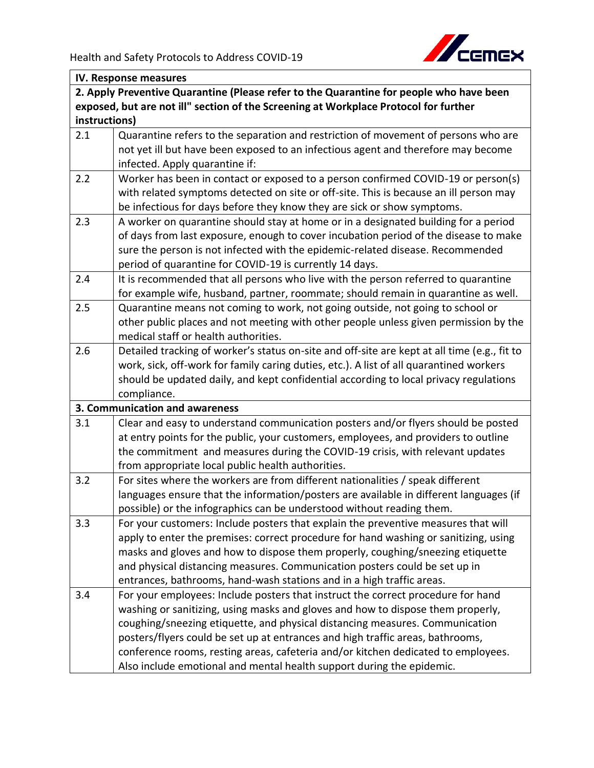| IV. Response measures | |
|---|---|
| **2. Apply Preventive Quarantine (Please refer to the Quarantine for people who have been exposed, but are not ill" section of the Screening at Workplace Protocol for further instructions)** | |
| 2.1 | Quarantine refers to the separation and restriction of movement of persons who are not yet ill but have been exposed to an infectious agent and therefore may become infected. Apply quarantine if: |
| 2.2 | Worker has been in contact or exposed to a person confirmed COVID-19 or person(s) with related symptoms detected on site or off-site. This is because an ill person may be infectious for days before they know they are sick or show symptoms. |
| 2.3 | A worker on quarantine should stay at home or in a designated building for a period of days from last exposure, enough to cover incubation period of the disease to make sure the person is not infected with the epidemic-related disease. Recommended period of quarantine for COVID-19 is currently 14 days. |
| 2.4 | It is recommended that all persons who live with the person referred to quarantine for example wife, husband, partner, roommate; should remain in quarantine as well. |
| 2.5 | Quarantine means not coming to work, not going outside, not going to school or other public places and not meeting with other people unless given permission by the medical staff or health authorities. |
| 2.6 | Detailed tracking of worker's status on-site and off-site are kept at all time (e.g., fit to work, sick, off-work for family caring duties, etc.). A list of all quarantined workers should be updated daily, and kept confidential according to local privacy regulations compliance. |
| **3. Communication and awareness** | |
| 3.1 | Clear and easy to understand communication posters and/or flyers should be posted at entry points for the public, your customers, employees, and providers to outline the commitment and measures during the COVID-19 crisis, with relevant updates from appropriate local public health authorities. |
| 3.2 | For sites where the workers are from different nationalities / speak different languages ensure that the information/posters are available in different languages (if possible) or the infographics can be understood without reading them. |
| 3.3 | For your customers: Include posters that explain the preventive measures that will apply to enter the premises: correct procedure for hand washing or sanitizing, using masks and gloves and how to dispose them properly, coughing/sneezing etiquette and physical distancing measures. Communication posters could be set up in entrances, bathrooms, hand-wash stations and in a high traffic areas. |
| 3.4 | For your employees: Include posters that instruct the correct procedure for hand washing or sanitizing, using masks and gloves and how to dispose them properly, coughing/sneezing etiquette, and physical distancing measures. Communication posters/flyers could be set up at entrances and high traffic areas, bathrooms, conference rooms, resting areas, cafeteria and/or kitchen dedicated to employees. Also include emotional and mental health support during the epidemic. |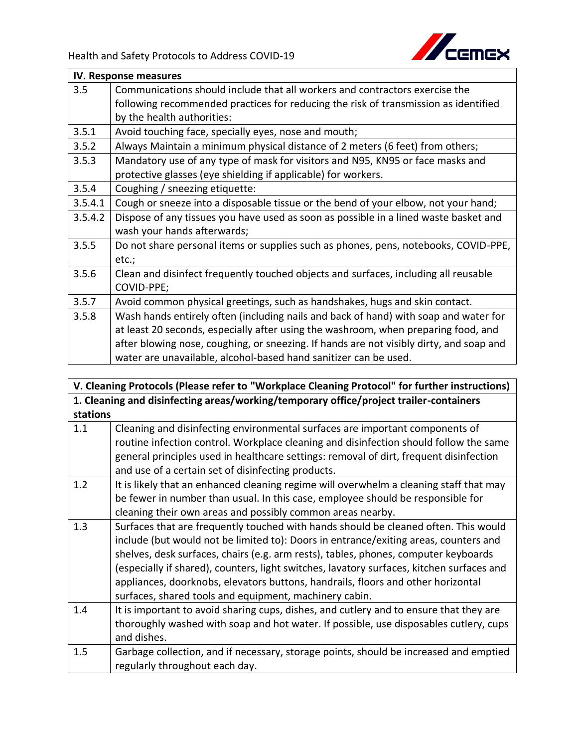| IV. Response measures | |
|---|---|
| 3.5 | Communications should include that all workers and contractors exercise the following recommended practices for reducing the risk of transmission as identified by the health authorities: |
| 3.5.1 | Avoid touching face, specially eyes, nose and mouth; |
| 3.5.2 | Always Maintain a minimum physical distance of 2 meters (6 feet) from others; |
| 3.5.3 | Mandatory use of any type of mask for visitors and N95, KN95 or face masks and protective glasses (eye shielding if applicable) for workers. |
| 3.5.4 | Coughing / sneezing etiquette: |
| 3.5.4.1 | Cough or sneeze into a disposable tissue or the bend of your elbow, not your hand; |
| 3.5.4.2 | Dispose of any tissues you have used as soon as possible in a lined waste basket and wash your hands afterwards; |
| 3.5.5 | Do not share personal items or supplies such as phones, pens, notebooks, COVID-PPE, etc.; |
| 3.5.6 | Clean and disinfect frequently touched objects and surfaces, including all reusable COVID-PPE; |
| 3.5.7 | Avoid common physical greetings, such as handshakes, hugs and skin contact. |
| 3.5.8 | Wash hands entirely often (including nails and back of hand) with soap and water for at least 20 seconds, especially after using the washroom, when preparing food, and after blowing nose, coughing, or sneezing. If hands are not visibly dirty, and soap and water are unavailable, alcohol-based hand sanitizer can be used. |

| V. Cleaning Protocols (Please refer to "Workplace Cleaning Protocol" for further instructions) | |
|---|---|
| **1. Cleaning and disinfecting areas/working/temporary office/project trailer-containers stations** | |
| 1.1 | Cleaning and disinfecting environmental surfaces are important components of routine infection control. Workplace cleaning and disinfection should follow the same general principles used in healthcare settings: removal of dirt, frequent disinfection and use of a certain set of disinfecting products. |
| 1.2 | It is likely that an enhanced cleaning regime will overwhelm a cleaning staff that may be fewer in number than usual. In this case, employee should be responsible for cleaning their own areas and possibly common areas nearby. |
| 1.3 | Surfaces that are frequently touched with hands should be cleaned often. This would include (but would not be limited to): Doors in entrance/exiting areas, counters and shelves, desk surfaces, chairs (e.g. arm rests), tables, phones, computer keyboards (especially if shared), counters, light switches, lavatory surfaces, kitchen surfaces and appliances, doorknobs, elevators buttons, handrails, floors and other horizontal surfaces, shared tools and equipment, machinery cabin. |
| 1.4 | It is important to avoid sharing cups, dishes, and cutlery and to ensure that they are thoroughly washed with soap and hot water. If possible, use disposables cutlery, cups and dishes. |
| 1.5 | Garbage collection, and if necessary, storage points, should be increased and emptied regularly throughout each day. |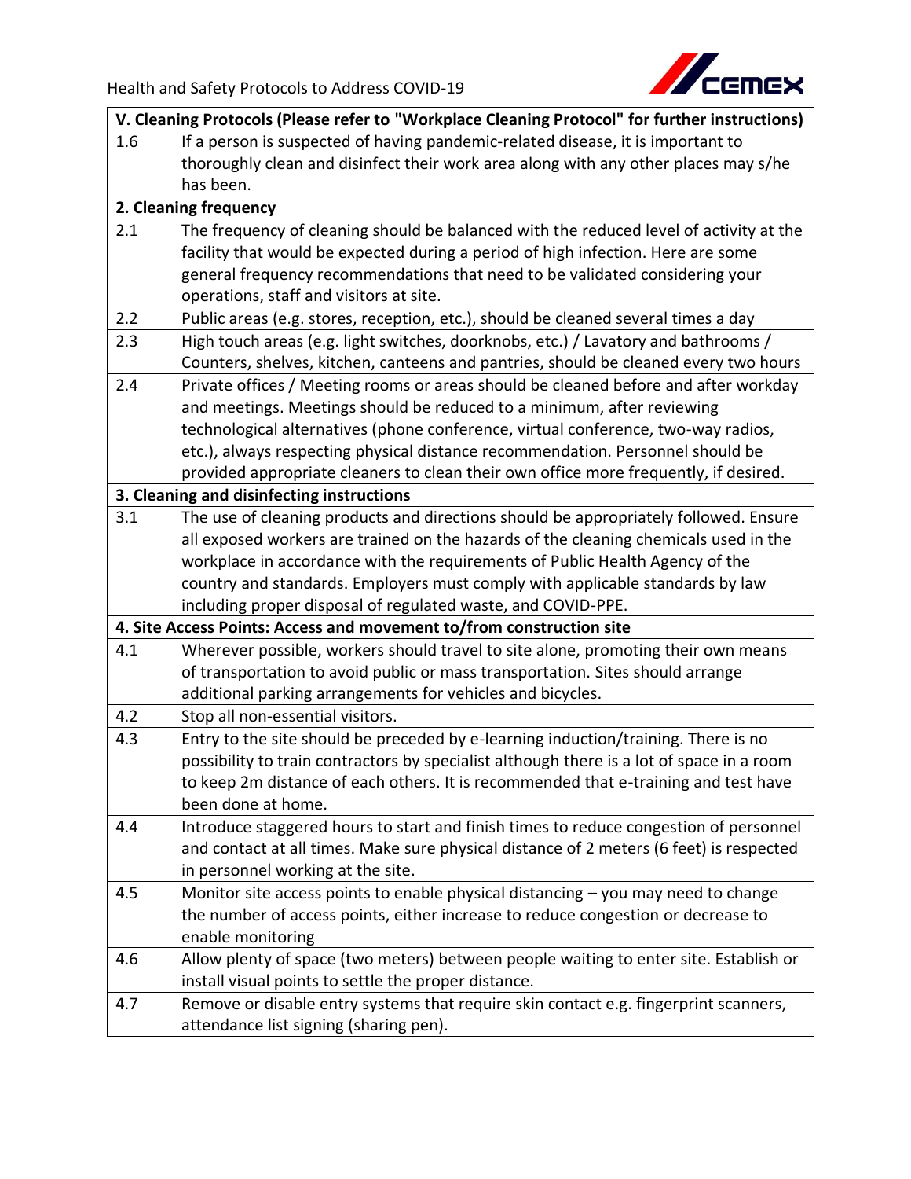| V. Cleaning Protocols (Please refer to "Workplace Cleaning Protocol" for further instructions) | |
|---|---|
| 1.6 | If a person is suspected of having pandemic-related disease, it is important to thoroughly clean and disinfect their work area along with any other places may s/he has been. |
| **2. Cleaning frequency** | |
| 2.1 | The frequency of cleaning should be balanced with the reduced level of activity at the facility that would be expected during a period of high infection. Here are some general frequency recommendations that need to be validated considering your operations, staff and visitors at site. |
| 2.2 | Public areas (e.g. stores, reception, etc.), should be cleaned several times a day |
| 2.3 | High touch areas (e.g. light switches, doorknobs, etc.) / Lavatory and bathrooms / Counters, shelves, kitchen, canteens and pantries, should be cleaned every two hours |
| 2.4 | Private offices / Meeting rooms or areas should be cleaned before and after workday and meetings. Meetings should be reduced to a minimum, after reviewing technological alternatives (phone conference, virtual conference, two-way radios, etc.), always respecting physical distance recommendation. Personnel should be provided appropriate cleaners to clean their own office more frequently, if desired. |
| **3. Cleaning and disinfecting instructions** | |
| 3.1 | The use of cleaning products and directions should be appropriately followed. Ensure all exposed workers are trained on the hazards of the cleaning chemicals used in the workplace in accordance with the requirements of Public Health Agency of the country and standards. Employers must comply with applicable standards by law including proper disposal of regulated waste, and COVID-PPE. |
| **4. Site Access Points: Access and movement to/from construction site** | |
| 4.1 | Wherever possible, workers should travel to site alone, promoting their own means of transportation to avoid public or mass transportation. Sites should arrange additional parking arrangements for vehicles and bicycles. |
| 4.2 | Stop all non-essential visitors. |
| 4.3 | Entry to the site should be preceded by e-learning induction/training. There is no possibility to train contractors by specialist although there is a lot of space in a room to keep 2m distance of each others. It is recommended that e-training and test have been done at home. |
| 4.4 | Introduce staggered hours to start and finish times to reduce congestion of personnel and contact at all times. Make sure physical distance of 2 meters (6 feet) is respected in personnel working at the site. |
| 4.5 | Monitor site access points to enable physical distancing – you may need to change the number of access points, either increase to reduce congestion or decrease to enable monitoring |
| 4.6 | Allow plenty of space (two meters) between people waiting to enter site. Establish or install visual points to settle the proper distance. |
| 4.7 | Remove or disable entry systems that require skin contact e.g. fingerprint scanners, attendance list signing (sharing pen). |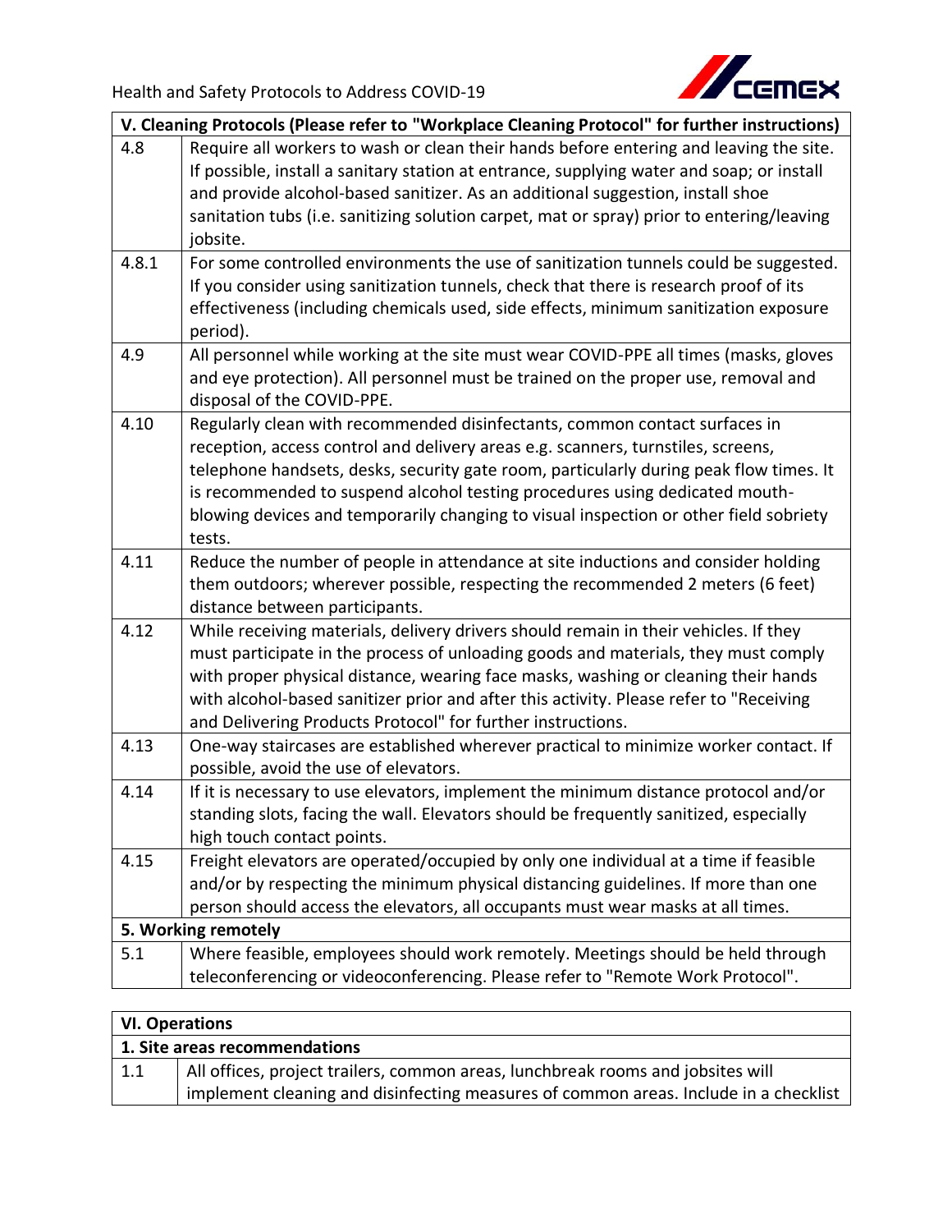| V. Cleaning Protocols (Please refer to "Workplace Cleaning Protocol" for further instructions) | |
|---|---|
| 4.8 | Require all workers to wash or clean their hands before entering and leaving the site. If possible, install a sanitary station at entrance, supplying water and soap; or install and provide alcohol-based sanitizer. As an additional suggestion, install shoe sanitation tubs (i.e. sanitizing solution carpet, mat or spray) prior to entering/leaving jobsite. |
| 4.8.1 | For some controlled environments the use of sanitization tunnels could be suggested. If you consider using sanitization tunnels, check that there is research proof of its effectiveness (including chemicals used, side effects, minimum sanitization exposure period). |
| 4.9 | All personnel while working at the site must wear COVID-PPE all times (masks, gloves and eye protection). All personnel must be trained on the proper use, removal and disposal of the COVID-PPE. |
| 4.10 | Regularly clean with recommended disinfectants, common contact surfaces in reception, access control and delivery areas e.g. scanners, turnstiles, screens, telephone handsets, desks, security gate room, particularly during peak flow times. It is recommended to suspend alcohol testing procedures using dedicated mouth-blowing devices and temporarily changing to visual inspection or other field sobriety tests. |
| 4.11 | Reduce the number of people in attendance at site inductions and consider holding them outdoors; wherever possible, respecting the recommended 2 meters (6 feet) distance between participants. |
| 4.12 | While receiving materials, delivery drivers should remain in their vehicles. If they must participate in the process of unloading goods and materials, they must comply with proper physical distance, wearing face masks, washing or cleaning their hands with alcohol-based sanitizer prior and after this activity. Please refer to "Receiving and Delivering Products Protocol" for further instructions. |
| 4.13 | One-way staircases are established wherever practical to minimize worker contact. If possible, avoid the use of elevators. |
| 4.14 | If it is necessary to use elevators, implement the minimum distance protocol and/or standing slots, facing the wall. Elevators should be frequently sanitized, especially high touch contact points. |
| 4.15 | Freight elevators are operated/occupied by only one individual at a time if feasible and/or by respecting the minimum physical distancing guidelines. If more than one person should access the elevators, all occupants must wear masks at all times. |
| **5. Working remotely** | |
| 5.1 | Where feasible, employees should work remotely. Meetings should be held through teleconferencing or videoconferencing. Please refer to "Remote Work Protocol". |

| VI. Operations | |
|---|---|
| **1. Site areas recommendations** | |
| 1.1 | All offices, project trailers, common areas, lunchbreak rooms and jobsites will implement cleaning and disinfecting measures of common areas. Include in a checklist |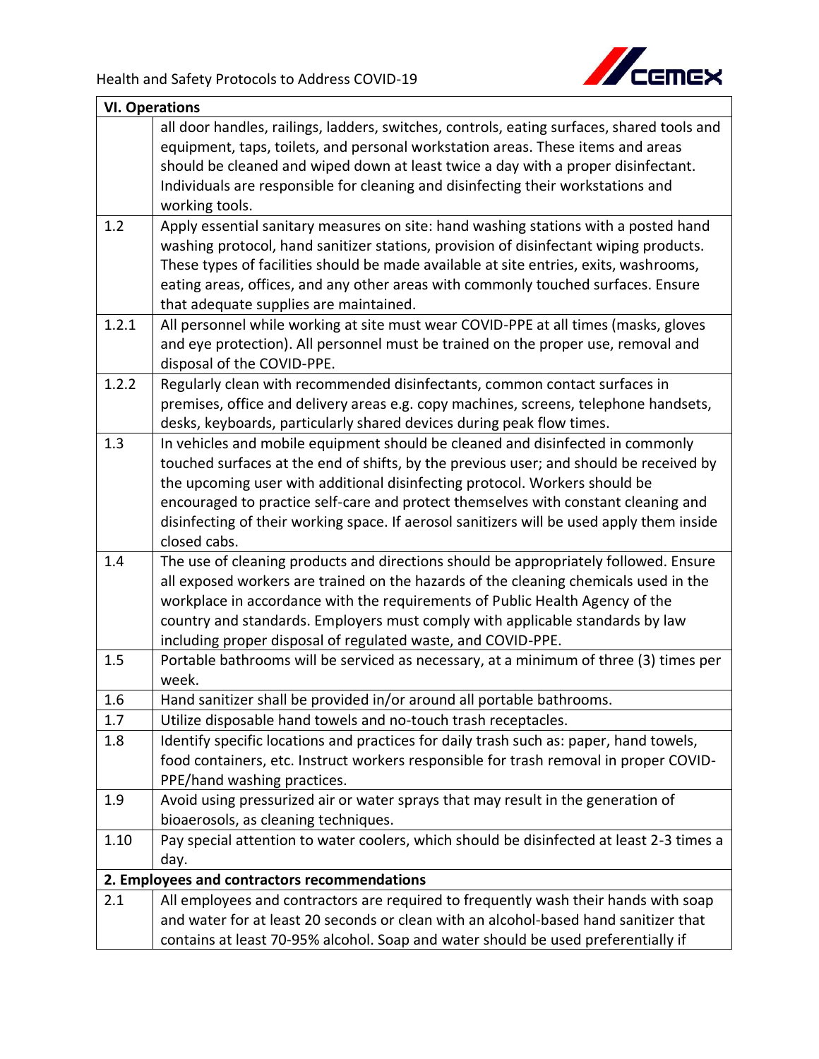| VI. Operations | |
|---|---|
| | all door handles, railings, ladders, switches, controls, eating surfaces, shared tools and equipment, taps, toilets, and personal workstation areas. These items and areas should be cleaned and wiped down at least twice a day with a proper disinfectant. Individuals are responsible for cleaning and disinfecting their workstations and working tools. |
| 1.2 | Apply essential sanitary measures on site: hand washing stations with a posted hand washing protocol, hand sanitizer stations, provision of disinfectant wiping products. These types of facilities should be made available at site entries, exits, washrooms, eating areas, offices, and any other areas with commonly touched surfaces. Ensure that adequate supplies are maintained. |
| 1.2.1 | All personnel while working at site must wear COVID-PPE at all times (masks, gloves and eye protection). All personnel must be trained on the proper use, removal and disposal of the COVID-PPE. |
| 1.2.2 | Regularly clean with recommended disinfectants, common contact surfaces in premises, office and delivery areas e.g. copy machines, screens, telephone handsets, desks, keyboards, particularly shared devices during peak flow times. |
| 1.3 | In vehicles and mobile equipment should be cleaned and disinfected in commonly touched surfaces at the end of shifts, by the previous user; and should be received by the upcoming user with additional disinfecting protocol. Workers should be encouraged to practice self-care and protect themselves with constant cleaning and disinfecting of their working space. If aerosol sanitizers will be used apply them inside closed cabs. |
| 1.4 | The use of cleaning products and directions should be appropriately followed. Ensure all exposed workers are trained on the hazards of the cleaning chemicals used in the workplace in accordance with the requirements of Public Health Agency of the country and standards. Employers must comply with applicable standards by law including proper disposal of regulated waste, and COVID-PPE. |
| 1.5 | Portable bathrooms will be serviced as necessary, at a minimum of three (3) times per week. |
| 1.6 | Hand sanitizer shall be provided in/or around all portable bathrooms. |
| 1.7 | Utilize disposable hand towels and no-touch trash receptacles. |
| 1.8 | Identify specific locations and practices for daily trash such as: paper, hand towels, food containers, etc. Instruct workers responsible for trash removal in proper COVID-PPE/hand washing practices. |
| 1.9 | Avoid using pressurized air or water sprays that may result in the generation of bioaerosols, as cleaning techniques. |
| 1.10 | Pay special attention to water coolers, which should be disinfected at least 2-3 times a day. |
| **2. Employees and contractors recommendations** | |
| 2.1 | All employees and contractors are required to frequently wash their hands with soap and water for at least 20 seconds or clean with an alcohol-based hand sanitizer that contains at least 70-95% alcohol. Soap and water should be used preferentially if |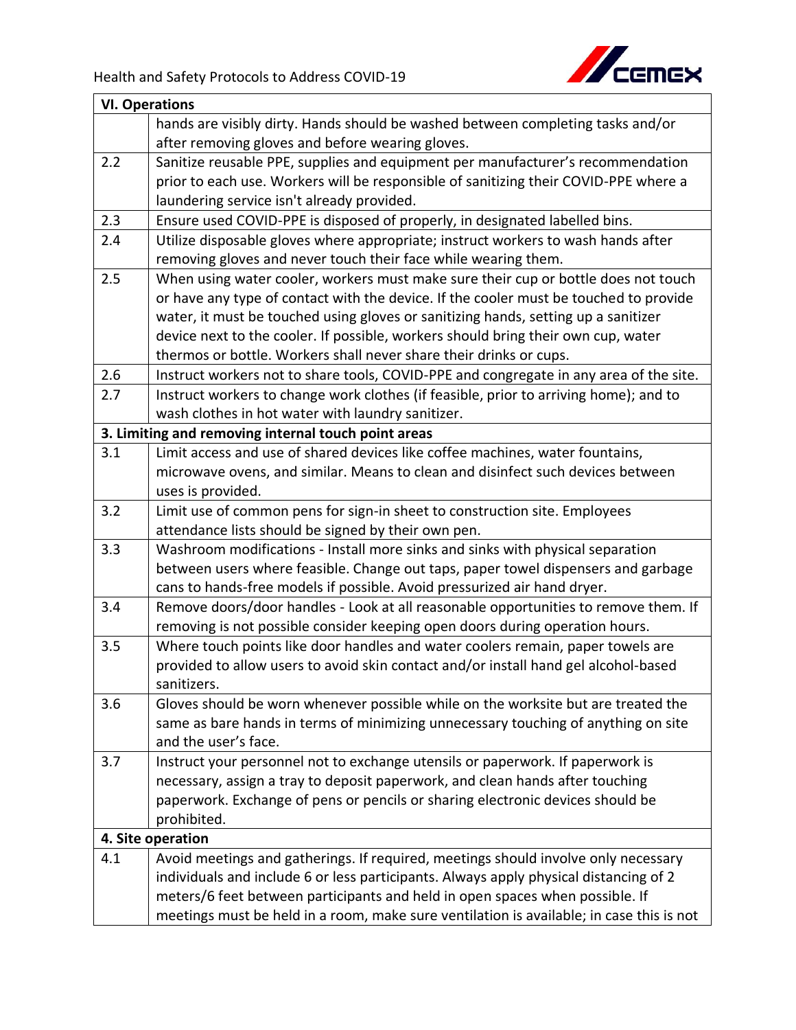| VI. Operations | |
|---|---|
| | hands are visibly dirty. Hands should be washed between completing tasks and/or after removing gloves and before wearing gloves. |
| 2.2 | Sanitize reusable PPE, supplies and equipment per manufacturer's recommendation prior to each use. Workers will be responsible of sanitizing their COVID-PPE where a laundering service isn't already provided. |
| 2.3 | Ensure used COVID-PPE is disposed of properly, in designated labelled bins. |
| 2.4 | Utilize disposable gloves where appropriate; instruct workers to wash hands after removing gloves and never touch their face while wearing them. |
| 2.5 | When using water cooler, workers must make sure their cup or bottle does not touch or have any type of contact with the device. If the cooler must be touched to provide water, it must be touched using gloves or sanitizing hands, setting up a sanitizer device next to the cooler. If possible, workers should bring their own cup, water thermos or bottle. Workers shall never share their drinks or cups. |
| 2.6 | Instruct workers not to share tools, COVID-PPE and congregate in any area of the site. |
| 2.7 | Instruct workers to change work clothes (if feasible, prior to arriving home); and to wash clothes in hot water with laundry sanitizer. |
| **3. Limiting and removing internal touch point areas** | |
| 3.1 | Limit access and use of shared devices like coffee machines, water fountains, microwave ovens, and similar. Means to clean and disinfect such devices between uses is provided. |
| 3.2 | Limit use of common pens for sign-in sheet to construction site. Employees attendance lists should be signed by their own pen. |
| 3.3 | Washroom modifications - Install more sinks and sinks with physical separation between users where feasible. Change out taps, paper towel dispensers and garbage cans to hands-free models if possible. Avoid pressurized air hand dryer. |
| 3.4 | Remove doors/door handles - Look at all reasonable opportunities to remove them. If removing is not possible consider keeping open doors during operation hours. |
| 3.5 | Where touch points like door handles and water coolers remain, paper towels are provided to allow users to avoid skin contact and/or install hand gel alcohol-based sanitizers. |
| 3.6 | Gloves should be worn whenever possible while on the worksite but are treated the same as bare hands in terms of minimizing unnecessary touching of anything on site and the user's face. |
| 3.7 | Instruct your personnel not to exchange utensils or paperwork. If paperwork is necessary, assign a tray to deposit paperwork, and clean hands after touching paperwork. Exchange of pens or pencils or sharing electronic devices should be prohibited. |
| **4. Site operation** | |
| 4.1 | Avoid meetings and gatherings. If required, meetings should involve only necessary individuals and include 6 or less participants. Always apply physical distancing of 2 meters/6 feet between participants and held in open spaces when possible. If meetings must be held in a room, make sure ventilation is available; in case this is not |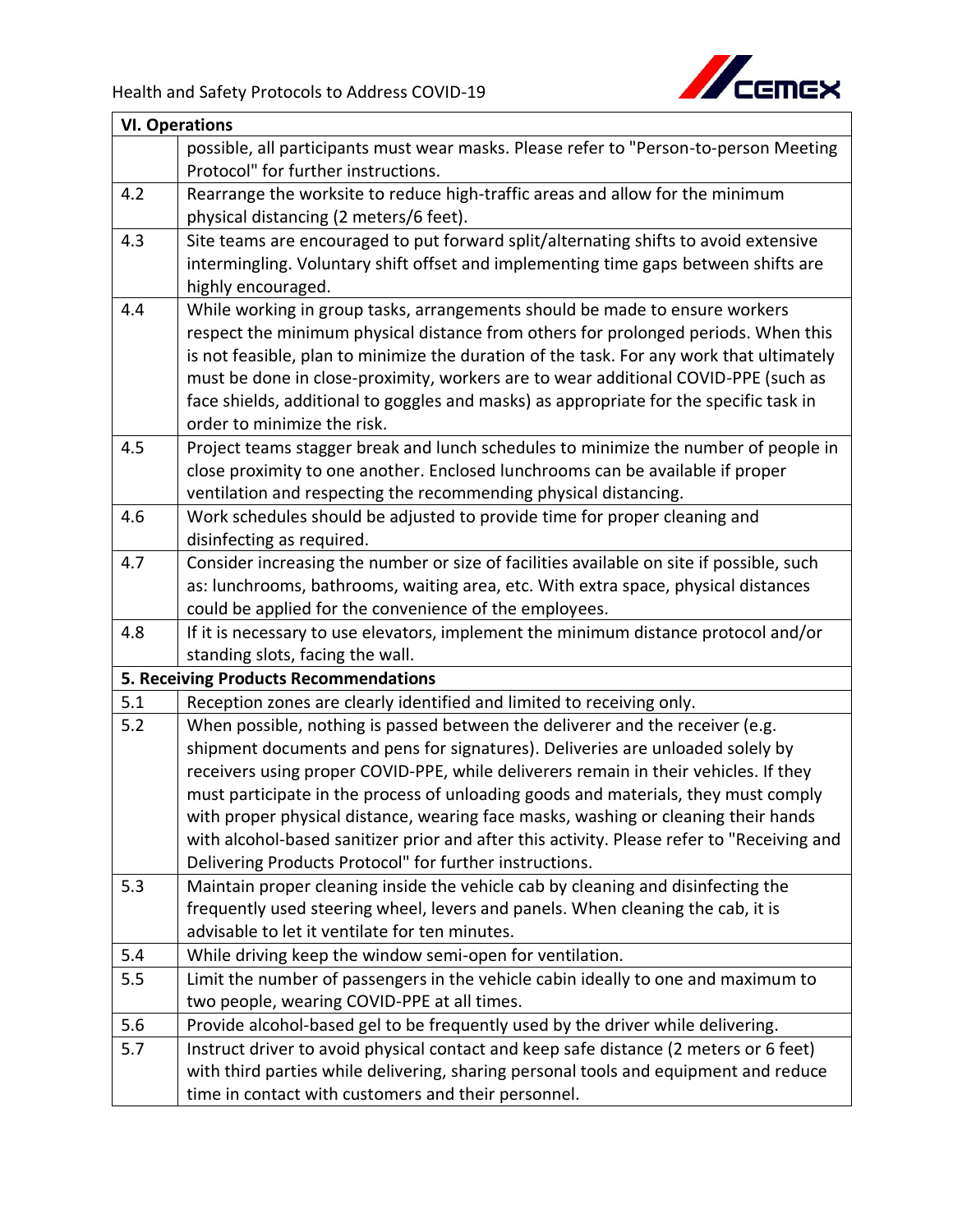| VI. Operations | |
|---|---|
| | possible, all participants must wear masks. Please refer to "Person-to-person Meeting Protocol" for further instructions. |
| 4.2 | Rearrange the worksite to reduce high-traffic areas and allow for the minimum physical distancing (2 meters/6 feet). |
| 4.3 | Site teams are encouraged to put forward split/alternating shifts to avoid extensive intermingling. Voluntary shift offset and implementing time gaps between shifts are highly encouraged. |
| 4.4 | While working in group tasks, arrangements should be made to ensure workers respect the minimum physical distance from others for prolonged periods. When this is not feasible, plan to minimize the duration of the task. For any work that ultimately must be done in close-proximity, workers are to wear additional COVID-PPE (such as face shields, additional to goggles and masks) as appropriate for the specific task in order to minimize the risk. |
| 4.5 | Project teams stagger break and lunch schedules to minimize the number of people in close proximity to one another. Enclosed lunchrooms can be available if proper ventilation and respecting the recommending physical distancing. |
| 4.6 | Work schedules should be adjusted to provide time for proper cleaning and disinfecting as required. |
| 4.7 | Consider increasing the number or size of facilities available on site if possible, such as: lunchrooms, bathrooms, waiting area, etc. With extra space, physical distances could be applied for the convenience of the employees. |
| 4.8 | If it is necessary to use elevators, implement the minimum distance protocol and/or standing slots, facing the wall. |
| **5. Receiving Products Recommendations** | |
| 5.1 | Reception zones are clearly identified and limited to receiving only. |
| 5.2 | When possible, nothing is passed between the deliverer and the receiver (e.g. shipment documents and pens for signatures). Deliveries are unloaded solely by receivers using proper COVID-PPE, while deliverers remain in their vehicles. If they must participate in the process of unloading goods and materials, they must comply with proper physical distance, wearing face masks, washing or cleaning their hands with alcohol-based sanitizer prior and after this activity. Please refer to "Receiving and Delivering Products Protocol" for further instructions. |
| 5.3 | Maintain proper cleaning inside the vehicle cab by cleaning and disinfecting the frequently used steering wheel, levers and panels. When cleaning the cab, it is advisable to let it ventilate for ten minutes. |
| 5.4 | While driving keep the window semi-open for ventilation. |
| 5.5 | Limit the number of passengers in the vehicle cabin ideally to one and maximum to two people, wearing COVID-PPE at all times. |
| 5.6 | Provide alcohol-based gel to be frequently used by the driver while delivering. |
| 5.7 | Instruct driver to avoid physical contact and keep safe distance (2 meters or 6 feet) with third parties while delivering, sharing personal tools and equipment and reduce time in contact with customers and their personnel. |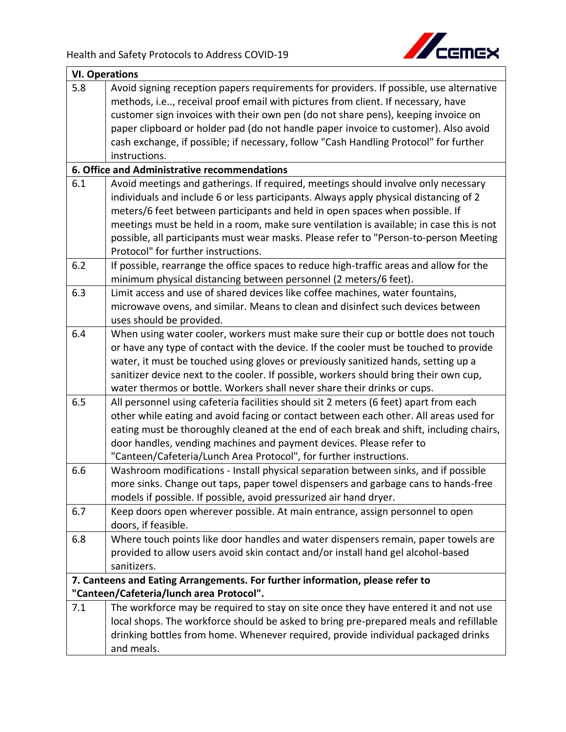| **VI. Operations** | |
|---|---|
| 5.8 | Avoid signing reception papers requirements for providers. If possible, use alternative methods, i.e.., receival proof email with pictures from client. If necessary, have customer sign invoices with their own pen (do not share pens), keeping invoice on paper clipboard or holder pad (do not handle paper invoice to customer). Also avoid cash exchange, if possible; if necessary, follow "Cash Handling Protocol" for further instructions. |
| **6. Office and Administrative recommendations** | |
| 6.1 | Avoid meetings and gatherings. If required, meetings should involve only necessary individuals and include 6 or less participants. Always apply physical distancing of 2 meters/6 feet between participants and held in open spaces when possible. If meetings must be held in a room, make sure ventilation is available; in case this is not possible, all participants must wear masks. Please refer to "Person-to-person Meeting Protocol" for further instructions. |
| 6.2 | If possible, rearrange the office spaces to reduce high-traffic areas and allow for the minimum physical distancing between personnel (2 meters/6 feet). |
| 6.3 | Limit access and use of shared devices like coffee machines, water fountains, microwave ovens, and similar. Means to clean and disinfect such devices between uses should be provided. |
| 6.4 | When using water cooler, workers must make sure their cup or bottle does not touch or have any type of contact with the device. If the cooler must be touched to provide water, it must be touched using gloves or previously sanitized hands, setting up a sanitizer device next to the cooler. If possible, workers should bring their own cup, water thermos or bottle. Workers shall never share their drinks or cups. |
| 6.5 | All personnel using cafeteria facilities should sit 2 meters (6 feet) apart from each other while eating and avoid facing or contact between each other. All areas used for eating must be thoroughly cleaned at the end of each break and shift, including chairs, door handles, vending machines and payment devices. Please refer to "Canteen/Cafeteria/Lunch Area Protocol", for further instructions. |
| 6.6 | Washroom modifications - Install physical separation between sinks, and if possible more sinks. Change out taps, paper towel dispensers and garbage cans to hands-free models if possible. If possible, avoid pressurized air hand dryer. |
| 6.7 | Keep doors open wherever possible. At main entrance, assign personnel to open doors, if feasible. |
| 6.8 | Where touch points like door handles and water dispensers remain, paper towels are provided to allow users avoid skin contact and/or install hand gel alcohol-based sanitizers. |
| **7. Canteens and Eating Arrangements. For further information, please refer to "Canteen/Cafeteria/lunch area Protocol".** | |
| 7.1 | The workforce may be required to stay on site once they have entered it and not use local shops. The workforce should be asked to bring pre-prepared meals and refillable drinking bottles from home. Whenever required, provide individual packaged drinks and meals. |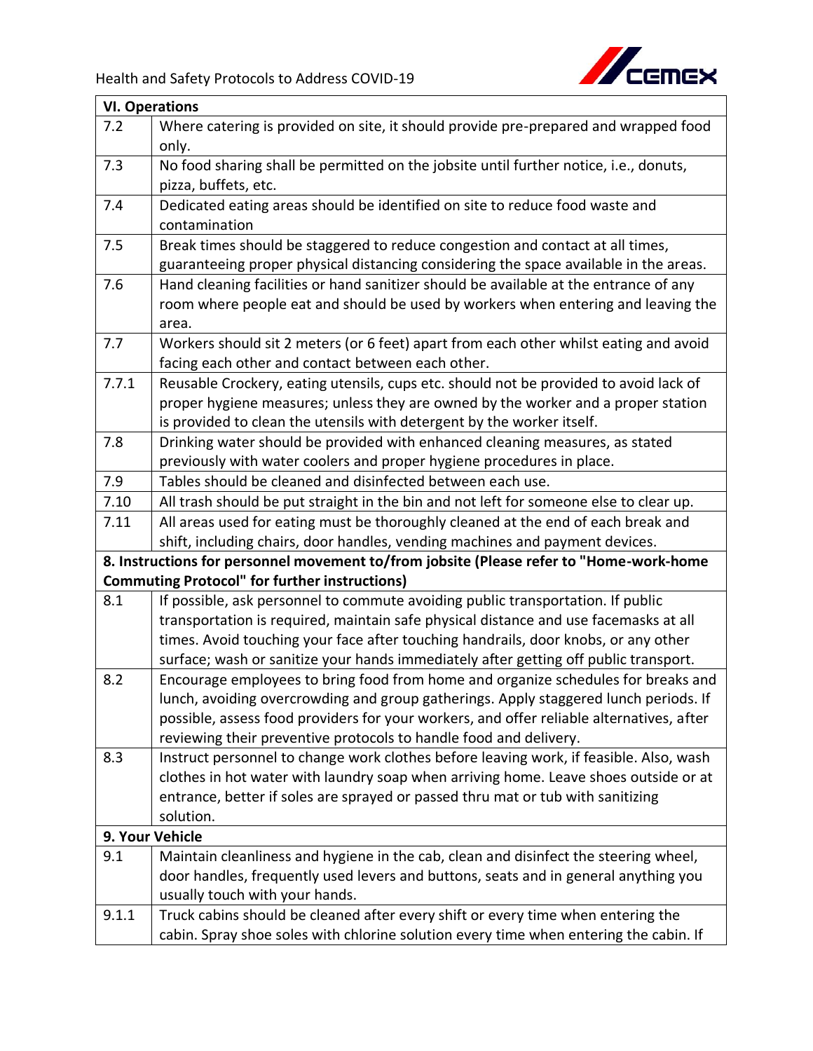| VI. Operations | |
|---|---|
| 7.2 | Where catering is provided on site, it should provide pre-prepared and wrapped food only. |
| 7.3 | No food sharing shall be permitted on the jobsite until further notice, i.e., donuts, pizza, buffets, etc. |
| 7.4 | Dedicated eating areas should be identified on site to reduce food waste and contamination |
| 7.5 | Break times should be staggered to reduce congestion and contact at all times, guaranteeing proper physical distancing considering the space available in the areas. |
| 7.6 | Hand cleaning facilities or hand sanitizer should be available at the entrance of any room where people eat and should be used by workers when entering and leaving the area. |
| 7.7 | Workers should sit 2 meters (or 6 feet) apart from each other whilst eating and avoid facing each other and contact between each other. |
| 7.7.1 | Reusable Crockery, eating utensils, cups etc. should not be provided to avoid lack of proper hygiene measures; unless they are owned by the worker and a proper station is provided to clean the utensils with detergent by the worker itself. |
| 7.8 | Drinking water should be provided with enhanced cleaning measures, as stated previously with water coolers and proper hygiene procedures in place. |
| 7.9 | Tables should be cleaned and disinfected between each use. |
| 7.10 | All trash should be put straight in the bin and not left for someone else to clear up. |
| 7.11 | All areas used for eating must be thoroughly cleaned at the end of each break and shift, including chairs, door handles, vending machines and payment devices. |
| **8. Instructions for personnel movement to/from jobsite (Please refer to "Home-work-home Commuting Protocol" for further instructions)** | |
| 8.1 | If possible, ask personnel to commute avoiding public transportation. If public transportation is required, maintain safe physical distance and use facemasks at all times. Avoid touching your face after touching handrails, door knobs, or any other surface; wash or sanitize your hands immediately after getting off public transport. |
| 8.2 | Encourage employees to bring food from home and organize schedules for breaks and lunch, avoiding overcrowding and group gatherings. Apply staggered lunch periods. If possible, assess food providers for your workers, and offer reliable alternatives, after reviewing their preventive protocols to handle food and delivery. |
| 8.3 | Instruct personnel to change work clothes before leaving work, if feasible. Also, wash clothes in hot water with laundry soap when arriving home. Leave shoes outside or at entrance, better if soles are sprayed or passed thru mat or tub with sanitizing solution. |
| **9. Your Vehicle** | |
| 9.1 | Maintain cleanliness and hygiene in the cab, clean and disinfect the steering wheel, door handles, frequently used levers and buttons, seats and in general anything you usually touch with your hands. |
| 9.1.1 | Truck cabins should be cleaned after every shift or every time when entering the cabin. Spray shoe soles with chlorine solution every time when entering the cabin. If |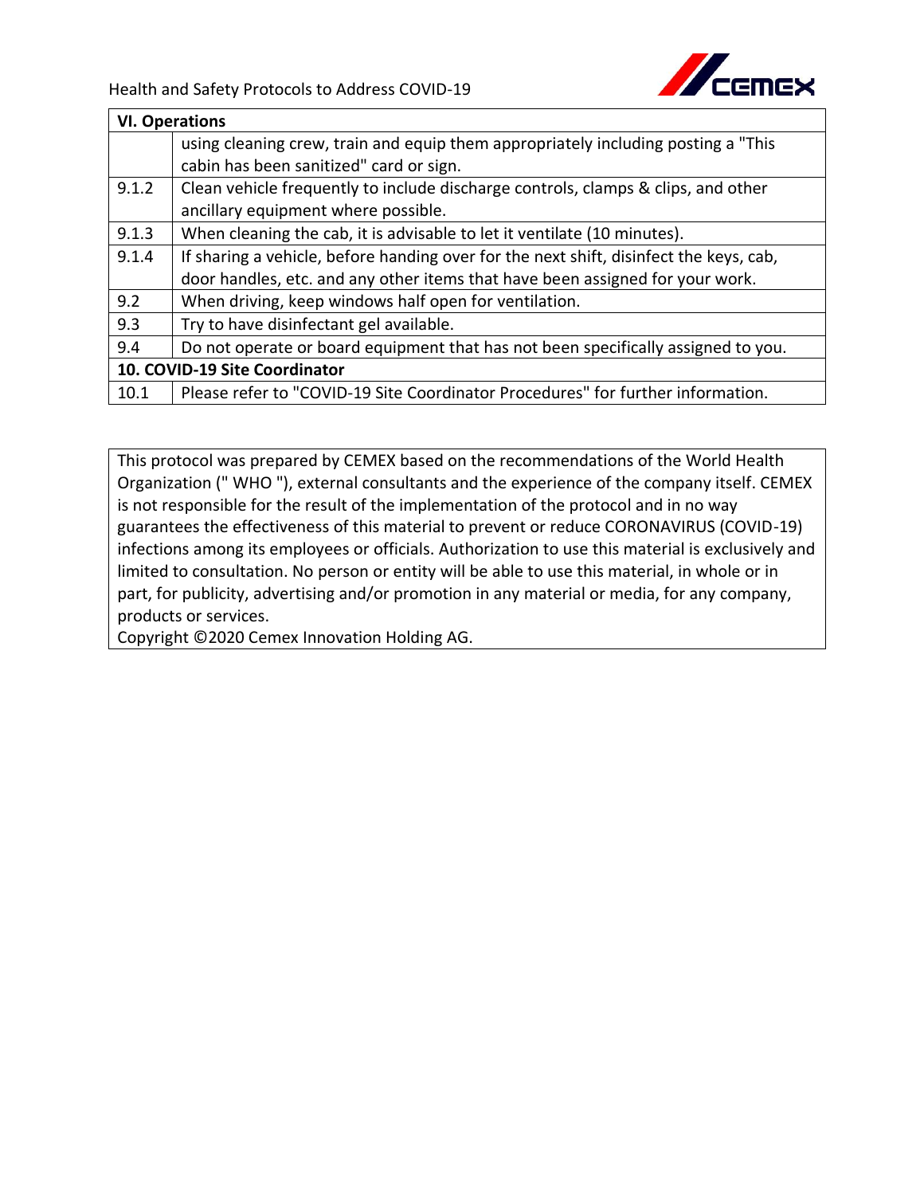| VI. Operations | |
|---|---|
| | using cleaning crew, train and equip them appropriately including posting a "This cabin has been sanitized" card or sign. |
| 9.1.2 | Clean vehicle frequently to include discharge controls, clamps & clips, and other ancillary equipment where possible. |
| 9.1.3 | When cleaning the cab, it is advisable to let it ventilate (10 minutes). |
| 9.1.4 | If sharing a vehicle, before handing over for the next shift, disinfect the keys, cab, door handles, etc. and any other items that have been assigned for your work. |
| 9.2 | When driving, keep windows half open for ventilation. |
| 9.3 | Try to have disinfectant gel available. |
| 9.4 | Do not operate or board equipment that has not been specifically assigned to you. |
| **10. COVID-19 Site Coordinator** | |
| 10.1 | Please refer to "COVID-19 Site Coordinator Procedures" for further information. |

This protocol was prepared by CEMEX based on the recommendations of the World Health Organization (" WHO "), external consultants and the experience of the company itself. CEMEX is not responsible for the result of the implementation of the protocol and in no way guarantees the effectiveness of this material to prevent or reduce CORONAVIRUS (COVID-19) infections among its employees or officials. Authorization to use this material is exclusively and limited to consultation. No person or entity will be able to use this material, in whole or in part, for publicity, advertising and/or promotion in any material or media, for any company, products or services.

Copyright ©2020 Cemex Innovation Holding AG.